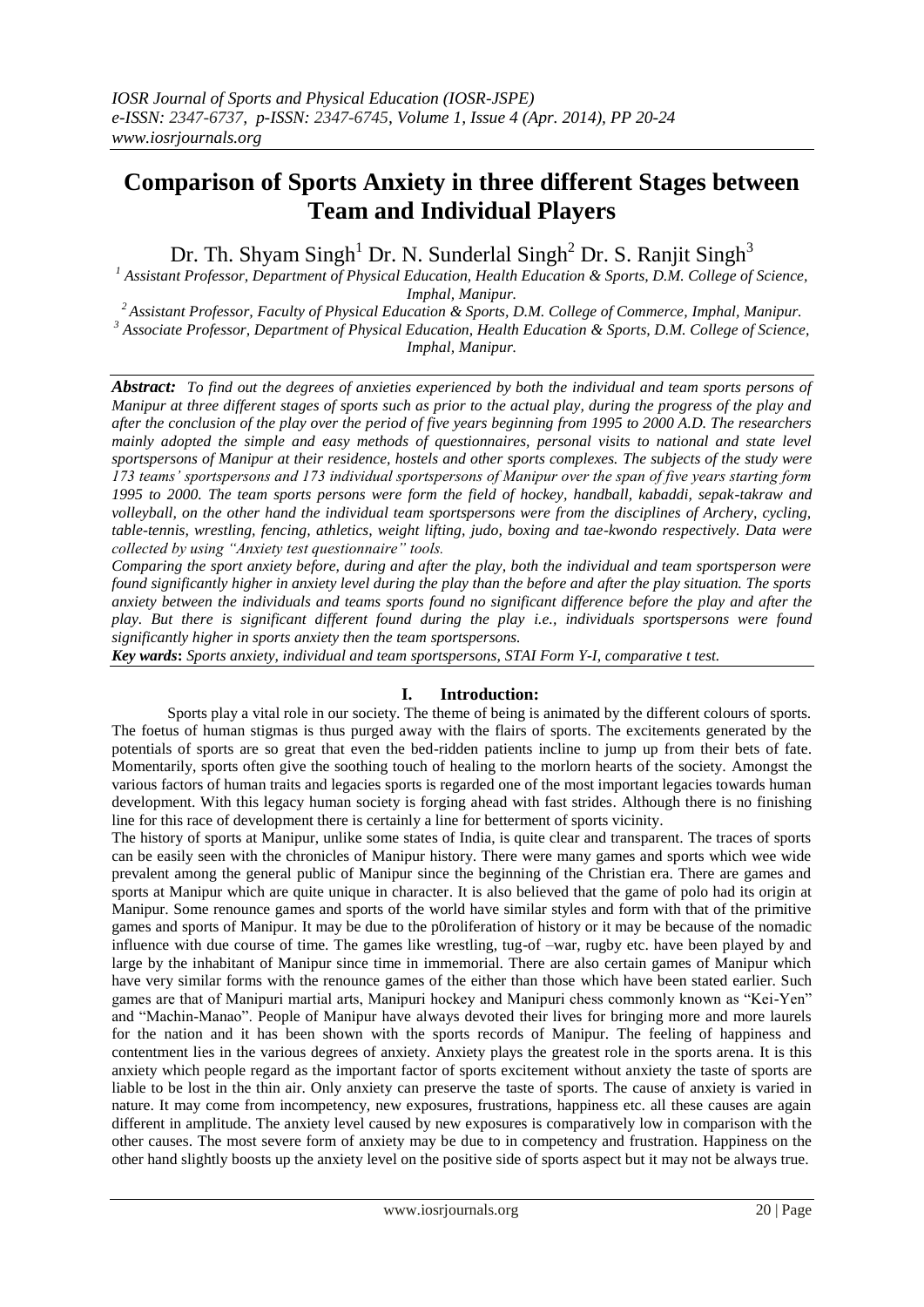# Comparison of Sports Anxiety in three different Stages between Team and Individual Players

Dr. Th. Shyam Singh[1] Dr. N. Sunderlal Singh[2] Dr. S. Ranjit Singh[3]

[1] *Assistant Professor, Department of Physical Education, Health Education & Sports, D.M. College of Science, Imphal, Manipur.*

[2] *Assistant Professor, Faculty of Physical Education & Sports, D.M. College of Commerce, Imphal, Manipur.*

[3] *Associate Professor, Department of Physical Education, Health Education & Sports, D.M. College of Science, Imphal, Manipur.*

***Abstract:*** *To find out the degrees of anxieties experienced by both the individual and team sports persons of Manipur at three different stages of sports such as prior to the actual play, during the progress of the play and after the conclusion of the play over the period of five years beginning from 1995 to 2000 A.D. The researchers mainly adopted the simple and easy methods of questionnaires, personal visits to national and state level sportspersons of Manipur at their residence, hostels and other sports complexes. The subjects of the study were 173 teams' sportspersons and 173 individual sportspersons of Manipur over the span of five years starting form 1995 to 2000. The team sports persons were form the field of hockey, handball, kabaddi, sepak-takraw and volleyball, on the other hand the individual team sportspersons were from the disciplines of Archery, cycling, table-tennis, wrestling, fencing, athletics, weight lifting, judo, boxing and tae-kwondo respectively. Data were collected by using "Anxiety test questionnaire" tools.*

*Comparing the sport anxiety before, during and after the play, both the individual and team sportsperson were found significantly higher in anxiety level during the play than the before and after the play situation. The sports anxiety between the individuals and teams sports found no significant difference before the play and after the play. But there is significant different found during the play i.e., individuals sportspersons were found significantly higher in sports anxiety then the team sportspersons.*

***Key words:*** *Sports anxiety, individual and team sportspersons, STAI Form Y-I, comparative t test.*

## I. Introduction:

Sports play a vital role in our society. The theme of being is animated by the different colours of sports. The foetus of human stigmas is thus purged away with the flairs of sports. The excitements generated by the potentials of sports are so great that even the bed-ridden patients incline to jump up from their bets of fate. Momentarily, sports often give the soothing touch of healing to the morlorn hearts of the society. Amongst the various factors of human traits and legacies sports is regarded one of the most important legacies towards human development. With this legacy human society is forging ahead with fast strides. Although there is no finishing line for this race of development there is certainly a line for betterment of sports vicinity.

The history of sports at Manipur, unlike some states of India, is quite clear and transparent. The traces of sports can be easily seen with the chronicles of Manipur history. There were many games and sports which wee wide prevalent among the general public of Manipur since the beginning of the Christian era. There are games and sports at Manipur which are quite unique in character. It is also believed that the game of polo had its origin at Manipur. Some renounce games and sports of the world have similar styles and form with that of the primitive games and sports of Manipur. It may be due to the p0roliferation of history or it may be because of the nomadic influence with due course of time. The games like wrestling, tug-of –war, rugby etc. have been played by and large by the inhabitant of Manipur since time in immemorial. There are also certain games of Manipur which have very similar forms with the renounce games of the either than those which have been stated earlier. Such games are that of Manipuri martial arts, Manipuri hockey and Manipuri chess commonly known as "Kei-Yen" and "Machin-Manao". People of Manipur have always devoted their lives for bringing more and more laurels for the nation and it has been shown with the sports records of Manipur. The feeling of happiness and contentment lies in the various degrees of anxiety. Anxiety plays the greatest role in the sports arena. It is this anxiety which people regard as the important factor of sports excitement without anxiety the taste of sports are liable to be lost in the thin air. Only anxiety can preserve the taste of sports. The cause of anxiety is varied in nature. It may come from incompetency, new exposures, frustrations, happiness etc. all these causes are again different in amplitude. The anxiety level caused by new exposures is comparatively low in comparison with the other causes. The most severe form of anxiety may be due to in competency and frustration. Happiness on the other hand slightly boosts up the anxiety level on the positive side of sports aspect but it may not be always true.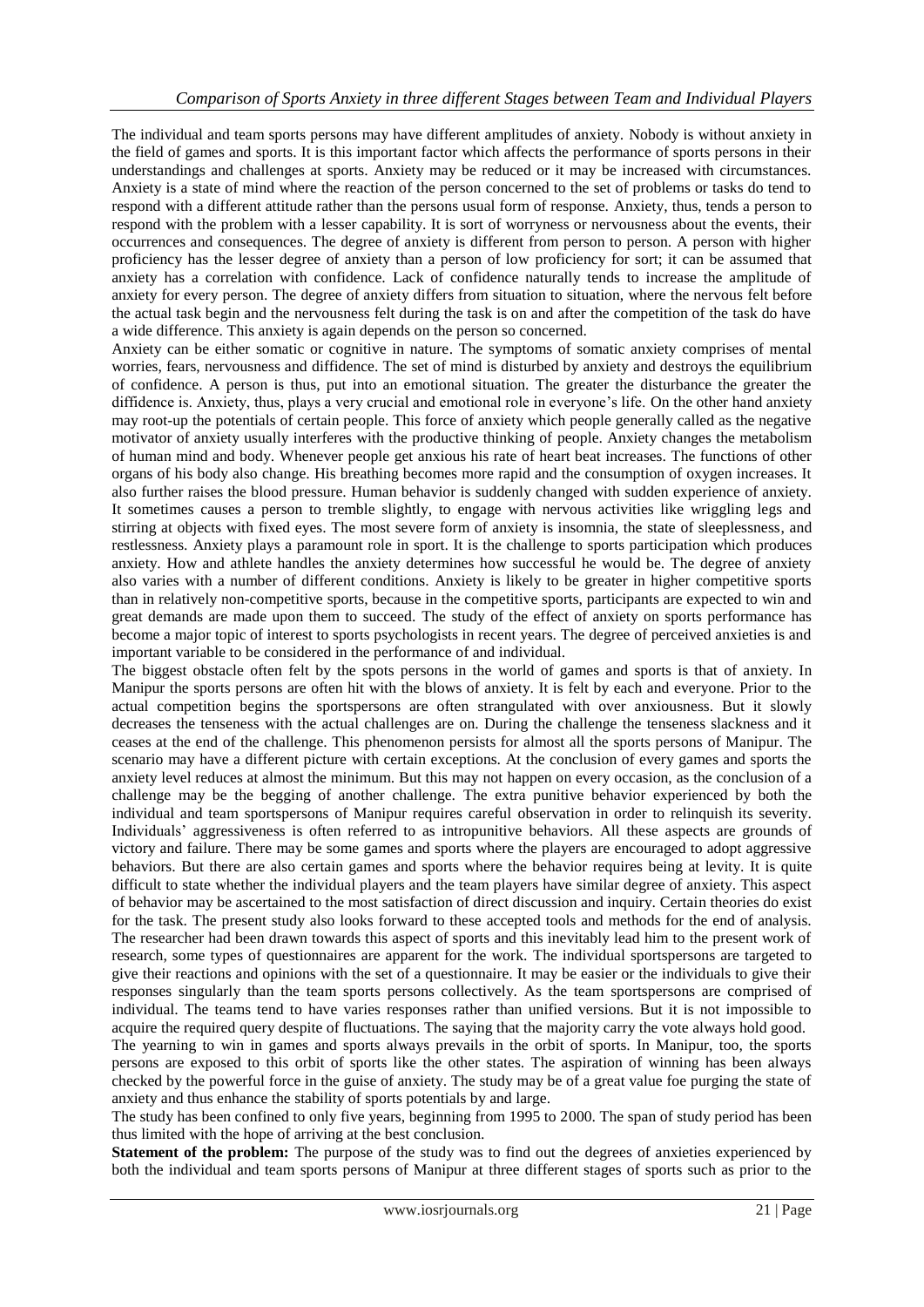The individual and team sports persons may have different amplitudes of anxiety. Nobody is without anxiety in the field of games and sports. It is this important factor which affects the performance of sports persons in their understandings and challenges at sports. Anxiety may be reduced or it may be increased with circumstances. Anxiety is a state of mind where the reaction of the person concerned to the set of problems or tasks do tend to respond with a different attitude rather than the persons usual form of response. Anxiety, thus, tends a person to respond with the problem with a lesser capability. It is sort of worryness or nervousness about the events, their occurrences and consequences. The degree of anxiety is different from person to person. A person with higher proficiency has the lesser degree of anxiety than a person of low proficiency for sort; it can be assumed that anxiety has a correlation with confidence. Lack of confidence naturally tends to increase the amplitude of anxiety for every person. The degree of anxiety differs from situation to situation, where the nervous felt before the actual task begin and the nervousness felt during the task is on and after the competition of the task do have a wide difference. This anxiety is again depends on the person so concerned.

Anxiety can be either somatic or cognitive in nature. The symptoms of somatic anxiety comprises of mental worries, fears, nervousness and diffidence. The set of mind is disturbed by anxiety and destroys the equilibrium of confidence. A person is thus, put into an emotional situation. The greater the disturbance the greater the diffidence is. Anxiety, thus, plays a very crucial and emotional role in everyone's life. On the other hand anxiety may root-up the potentials of certain people. This force of anxiety which people generally called as the negative motivator of anxiety usually interferes with the productive thinking of people. Anxiety changes the metabolism of human mind and body. Whenever people get anxious his rate of heart beat increases. The functions of other organs of his body also change. His breathing becomes more rapid and the consumption of oxygen increases. It also further raises the blood pressure. Human behavior is suddenly changed with sudden experience of anxiety. It sometimes causes a person to tremble slightly, to engage with nervous activities like wriggling legs and stirring at objects with fixed eyes. The most severe form of anxiety is insomnia, the state of sleeplessness, and restlessness. Anxiety plays a paramount role in sport. It is the challenge to sports participation which produces anxiety. How and athlete handles the anxiety determines how successful he would be. The degree of anxiety also varies with a number of different conditions. Anxiety is likely to be greater in higher competitive sports than in relatively non-competitive sports, because in the competitive sports, participants are expected to win and great demands are made upon them to succeed. The study of the effect of anxiety on sports performance has become a major topic of interest to sports psychologists in recent years. The degree of perceived anxieties is and important variable to be considered in the performance of and individual.

The biggest obstacle often felt by the spots persons in the world of games and sports is that of anxiety. In Manipur the sports persons are often hit with the blows of anxiety. It is felt by each and everyone. Prior to the actual competition begins the sportspersons are often strangulated with over anxiousness. But it slowly decreases the tenseness with the actual challenges are on. During the challenge the tenseness slackness and it ceases at the end of the challenge. This phenomenon persists for almost all the sports persons of Manipur. The scenario may have a different picture with certain exceptions. At the conclusion of every games and sports the anxiety level reduces at almost the minimum. But this may not happen on every occasion, as the conclusion of a challenge may be the begging of another challenge. The extra punitive behavior experienced by both the individual and team sportspersons of Manipur requires careful observation in order to relinquish its severity. Individuals' aggressiveness is often referred to as intropunitive behaviors. All these aspects are grounds of victory and failure. There may be some games and sports where the players are encouraged to adopt aggressive behaviors. But there are also certain games and sports where the behavior requires being at levity. It is quite difficult to state whether the individual players and the team players have similar degree of anxiety. This aspect of behavior may be ascertained to the most satisfaction of direct discussion and inquiry. Certain theories do exist for the task. The present study also looks forward to these accepted tools and methods for the end of analysis. The researcher had been drawn towards this aspect of sports and this inevitably lead him to the present work of research, some types of questionnaires are apparent for the work. The individual sportspersons are targeted to give their reactions and opinions with the set of a questionnaire. It may be easier or the individuals to give their responses singularly than the team sports persons collectively. As the team sportspersons are comprised of individual. The teams tend to have varies responses rather than unified versions. But it is not impossible to acquire the required query despite of fluctuations. The saying that the majority carry the vote always hold good.

The yearning to win in games and sports always prevails in the orbit of sports. In Manipur, too, the sports persons are exposed to this orbit of sports like the other states. The aspiration of winning has been always checked by the powerful force in the guise of anxiety. The study may be of a great value foe purging the state of anxiety and thus enhance the stability of sports potentials by and large.

The study has been confined to only five years, beginning from 1995 to 2000. The span of study period has been thus limited with the hope of arriving at the best conclusion.

**Statement of the problem:** The purpose of the study was to find out the degrees of anxieties experienced by both the individual and team sports persons of Manipur at three different stages of sports such as prior to the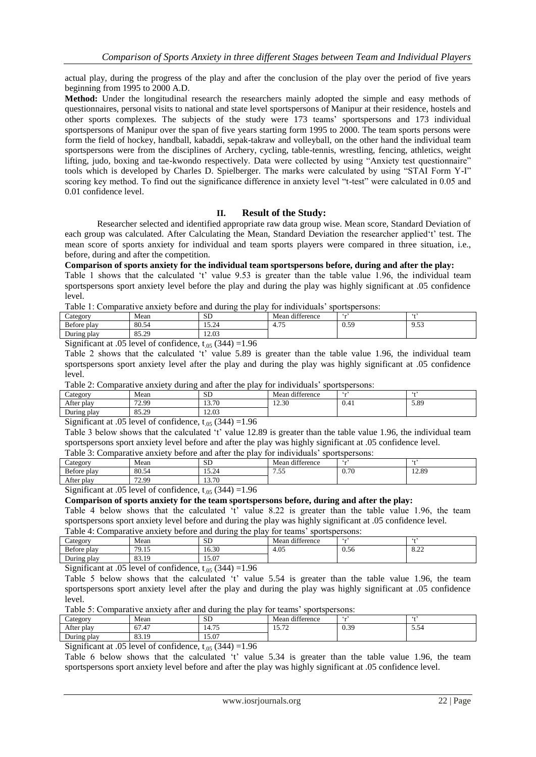actual play, during the progress of the play and after the conclusion of the play over the period of five years beginning from 1995 to 2000 A.D.

**Method:** Under the longitudinal research the researchers mainly adopted the simple and easy methods of questionnaires, personal visits to national and state level sportspersons of Manipur at their residence, hostels and other sports complexes. The subjects of the study were 173 teams' sportspersons and 173 individual sportspersons of Manipur over the span of five years starting form 1995 to 2000. The team sports persons were form the field of hockey, handball, kabaddi, sepak-takraw and volleyball, on the other hand the individual team sportspersons were from the disciplines of Archery, cycling, table-tennis, wrestling, fencing, athletics, weight lifting, judo, boxing and tae-kwondo respectively. Data were collected by using "Anxiety test questionnaire" tools which is developed by Charles D. Spielberger. The marks were calculated by using "STAI Form Y-I" scoring key method. To find out the significance difference in anxiety level "t-test" were calculated in 0.05 and 0.01 confidence level.

## II. Result of the Study:

Researcher selected and identified appropriate raw data group wise. Mean score, Standard Deviation of each group was calculated. After Calculating the Mean, Standard Deviation the researcher applied't' test. The mean score of sports anxiety for individual and team sports players were compared in three situation, i.e., before, during and after the competition.

**Comparison of sports anxiety for the individual team sportspersons before, during and after the play:**

Table 1 shows that the calculated 't' value 9.53 is greater than the table value 1.96, the individual team sportspersons sport anxiety level before the play and during the play was highly significant at .05 confidence level.

Table 1: Comparative anxiety before and during the play for individuals' sportspersons:

| Category | Mean | SD | Mean difference | 'r' | 't' |
|---|---|---|---|---|---|
| Before play | 80.54 | 15.24 | 4.75 | 0.59 | 9.53 |
| During play | 85.29 | 12.03 | | | |

Significant at .05 level of confidence, $t_{.05}$ (344) =1.96

Table 2 shows that the calculated 't' value 5.89 is greater than the table value 1.96, the individual team sportspersons sport anxiety level after the play and during the play was highly significant at .05 confidence level.

Table 2: Comparative anxiety during and after the play for individuals' sportspersons:

| Category | Mean | SD | Mean difference | 'r' | 't' |
|---|---|---|---|---|---|
| After play | 72.99 | 13.70 | 12.30 | 0.41 | 5.89 |
| During play | 85.29 | 12.03 | | | |

Significant at .05 level of confidence, $t_{.05}$ (344) =1.96

Table 3 below shows that the calculated 't' value 12.89 is greater than the table value 1.96, the individual team sportspersons sport anxiety level before and after the play was highly significant at .05 confidence level.

Table 3: Comparative anxiety before and after the play for individuals' sportspersons:

| Category | Mean | SD | Mean difference | 'r' | 't' |
|---|---|---|---|---|---|
| Before play | 80.54 | 15.24 | 7.55 | 0.70 | 12.89 |
| After play | 72.99 | 13.70 | | | |

Significant at .05 level of confidence, $t_{.05}$ (344) =1.96

**Comparison of sports anxiety for the team sportspersons before, during and after the play:**

Table 4 below shows that the calculated 't' value 8.22 is greater than the table value 1.96, the team sportspersons sport anxiety level before and during the play was highly significant at .05 confidence level.

Table 4: Comparative anxiety before and during the play for teams' sportspersons:

| Category | Mean | SD | Mean difference | 'r' | 't' |
|---|---|---|---|---|---|
| Before play | 79.15 | 16.30 | 4.05 | 0.56 | 8.22 |
| During play | 83.19 | 15.07 | | | |

Significant at .05 level of confidence, $t_{.05}$ (344) =1.96

Table 5 below shows that the calculated 't' value 5.54 is greater than the table value 1.96, the team sportspersons sport anxiety level after the play and during the play was highly significant at .05 confidence level.

Table 5: Comparative anxiety after and during the play for teams' sportspersons:

| Category | Mean | SD | Mean difference | 'r' | 't' |
|---|---|---|---|---|---|
| After play | 67.47 | 14.75 | 15.72 | 0.39 | 5.54 |
| During play | 83.19 | 15.07 | | | |

Significant at .05 level of confidence, $t_{.05}$ (344) =1.96

Table 6 below shows that the calculated 't' value 5.34 is greater than the table value 1.96, the team sportspersons sport anxiety level before and after the play was highly significant at .05 confidence level.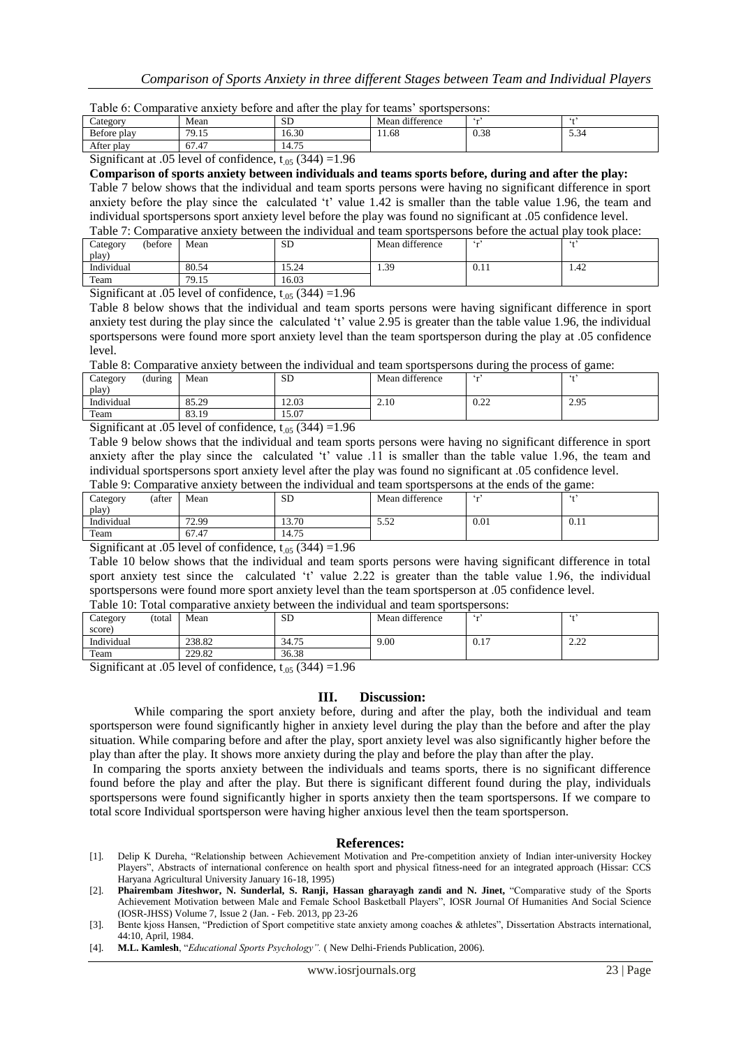Table 6: Comparative anxiety before and after the play for teams' sportspersons:

| Category | Mean | SD | Mean difference | 'r' | 't' |
|---|---|---|---|---|---|
| Before play | 79.15 | 16.30 | 11.68 | 0.38 | 5.34 |
| After play | 67.47 | 14.75 | | | |

Significant at .05 level of confidence, $t_{.05}$ (344) =1.96

**Comparison of sports anxiety between individuals and teams sports before, during and after the play:**

Table 7 below shows that the individual and team sports persons were having no significant difference in sport anxiety before the play since the calculated 't' value 1.42 is smaller than the table value 1.96, the team and individual sportspersons sport anxiety level before the play was found no significant at .05 confidence level.

Table 7: Comparative anxiety between the individual and team sportspersons before the actual play took place:

| Category (before play) | Mean | SD | Mean difference | 'r' | 't' |
|---|---|---|---|---|---|
| Individual | 80.54 | 15.24 | 1.39 | 0.11 | 1.42 |
| Team | 79.15 | 16.03 | | | |

Significant at .05 level of confidence, $t_{.05}$ (344) =1.96

Table 8 below shows that the individual and team sports persons were having significant difference in sport anxiety test during the play since the calculated 't' value 2.95 is greater than the table value 1.96, the individual sportspersons were found more sport anxiety level than the team sportsperson during the play at .05 confidence level.

Table 8: Comparative anxiety between the individual and team sportspersons during the process of game:

| Category (during play) | Mean | SD | Mean difference | 'r' | 't' |
|---|---|---|---|---|---|
| Individual | 85.29 | 12.03 | 2.10 | 0.22 | 2.95 |
| Team | 83.19 | 15.07 | | | |

Significant at .05 level of confidence, $t_{.05}$ (344) =1.96

Table 9 below shows that the individual and team sports persons were having no significant difference in sport anxiety after the play since the calculated 't' value .11 is smaller than the table value 1.96, the team and individual sportspersons sport anxiety level after the play was found no significant at .05 confidence level.

Table 9: Comparative anxiety between the individual and team sportspersons at the ends of the game:

| Category (after play) | Mean | SD | Mean difference | 'r' | 't' |
|---|---|---|---|---|---|
| Individual | 72.99 | 13.70 | 5.52 | 0.01 | 0.11 |
| Team | 67.47 | 14.75 | | | |

Significant at .05 level of confidence, $t_{.05}$ (344) =1.96

Table 10 below shows that the individual and team sports persons were having significant difference in total sport anxiety test since the calculated 't' value 2.22 is greater than the table value 1.96, the individual sportspersons were found more sport anxiety level than the team sportsperson at .05 confidence level.

Table 10: Total comparative anxiety between the individual and team sportspersons:

| Category (total score) | Mean | SD | Mean difference | 'r' | 't' |
|---|---|---|---|---|---|
| Individual | 238.82 | 34.75 | 9.00 | 0.17 | 2.22 |
| Team | 229.82 | 36.38 | | | |

Significant at .05 level of confidence, $t_{.05}$ (344) =1.96

## III. Discussion:

While comparing the sport anxiety before, during and after the play, both the individual and team sportsperson were found significantly higher in anxiety level during the play than the before and after the play situation. While comparing before and after the play, sport anxiety level was also significantly higher before the play than after the play. It shows more anxiety during the play and before the play than after the play.

In comparing the sports anxiety between the individuals and teams sports, there is no significant difference found before the play and after the play. But there is significant different found during the play, individuals sportspersons were found significantly higher in sports anxiety then the team sportspersons. If we compare to total score Individual sportsperson were having higher anxious level then the team sportsperson.

## References:

[1]. Delip K Dureha, "Relationship between Achievement Motivation and Pre-competition anxiety of Indian inter-university Hockey Players", Abstracts of international conference on health sport and physical fitness-need for an integrated approach (Hissar: CCS Haryana Agricultural University January 16-18, 1995)

[2]. **Phairembam Jiteshwor, N. Sunderlal, S. Ranji, Hassan gharayagh zandi and N. Jinet,** "Comparative study of the Sports Achievement Motivation between Male and Female School Basketball Players", IOSR Journal Of Humanities And Social Science (IOSR-JHSS) Volume 7, Issue 2 (Jan. - Feb. 2013, pp 23-26

[3]. Bente kjoss Hansen, "Prediction of Sport competitive state anxiety among coaches & athletes", Dissertation Abstracts international, 44:10, April, 1984.

[4]. **M.L. Kamlesh**, "*Educational Sports Psychology".* ( New Delhi-Friends Publication, 2006).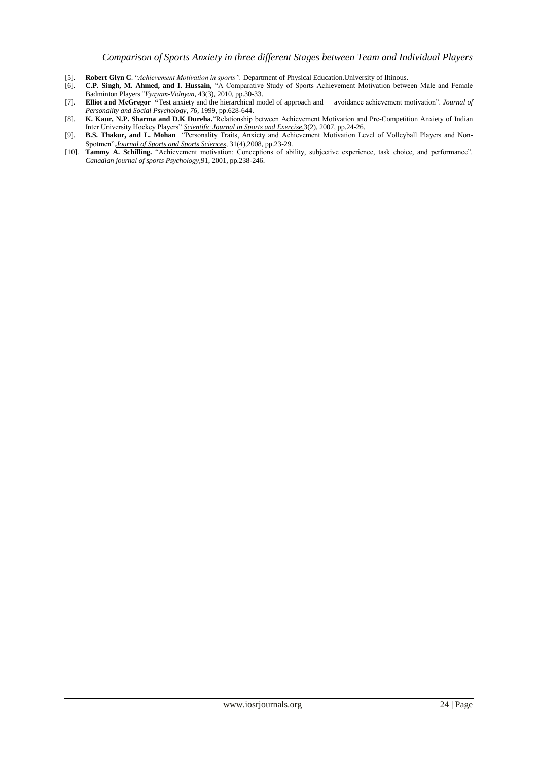[5]. **Robert Glyn C**. "*Achievement Motivation in sports".* Department of Physical Education.University of Iltinous.

[6]. **C.P. Singh, M. Ahmed, and I. Hussain,** "A Comparative Study of Sports Achievement Motivation between Male and Female Badminton Players*"Vyayam-Vidnyan,* 43(3), 2010, pp.30-33.

[7]. **Elliot and McGregor "**Test anxiety and the hierarchical model of approach and avoidance achievement motivation". *Journal of Personality and Social Psychology, 76*, 1999, pp.628-644.

[8]. **K. Kaur, N.P. Sharma and D.K Dureha.**"Relationship between Achievement Motivation and Pre-Competition Anxiety of Indian Inter University Hockey Players" *Scientific Journal in Sports and Exercise,*3(2), 2007, pp.24-26.

[9]. **B.S. Thakur, and L. Mohan** "Personality Traits, Anxiety and Achievement Motivation Level of Volleyball Players and Non-Spotmen".*Journal of Sports and Sports Sciences,* 31(4),2008, pp.23-29.

[10]. **Tammy A. Schilling.** "Achievement motivation: Conceptions of ability, subjective experience, task choice, and performance". *Canadian journal of sports Psychology,*91, 2001, pp.238-246.